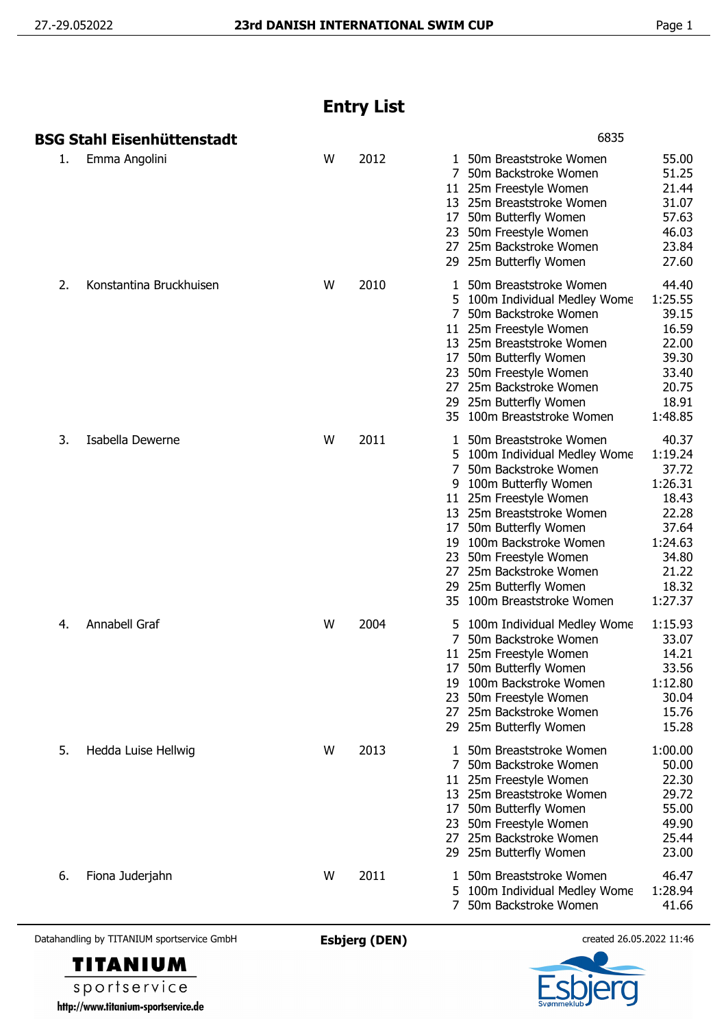# Entry List

## BSG Stahl Eisenhüttenstadt

6835

| No. | Name | Sex | Year | Event No. | Event | Entry Time |
|---|---|---|---|---|---|---|
| 1. | Emma Angolini | W | 2012 | 1 | 50m Breaststroke Women | 55.00 |
| | | | | 7 | 50m Backstroke Women | 51.25 |
| | | | | 11 | 25m Freestyle Women | 21.44 |
| | | | | 13 | 25m Breaststroke Women | 31.07 |
| | | | | 17 | 50m Butterfly Women | 57.63 |
| | | | | 23 | 50m Freestyle Women | 46.03 |
| | | | | 27 | 25m Backstroke Women | 23.84 |
| | | | | 29 | 25m Butterfly Women | 27.60 |
| 2. | Konstantina Bruckhuisen | W | 2010 | 1 | 50m Breaststroke Women | 44.40 |
| | | | | 5 | 100m Individual Medley Wome | 1:25.55 |
| | | | | 7 | 50m Backstroke Women | 39.15 |
| | | | | 11 | 25m Freestyle Women | 16.59 |
| | | | | 13 | 25m Breaststroke Women | 22.00 |
| | | | | 17 | 50m Butterfly Women | 39.30 |
| | | | | 23 | 50m Freestyle Women | 33.40 |
| | | | | 27 | 25m Backstroke Women | 20.75 |
| | | | | 29 | 25m Butterfly Women | 18.91 |
| | | | | 35 | 100m Breaststroke Women | 1:48.85 |
| 3. | Isabella Dewerne | W | 2011 | 1 | 50m Breaststroke Women | 40.37 |
| | | | | 5 | 100m Individual Medley Wome | 1:19.24 |
| | | | | 7 | 50m Backstroke Women | 37.72 |
| | | | | 9 | 100m Butterfly Women | 1:26.31 |
| | | | | 11 | 25m Freestyle Women | 18.43 |
| | | | | 13 | 25m Breaststroke Women | 22.28 |
| | | | | 17 | 50m Butterfly Women | 37.64 |
| | | | | 19 | 100m Backstroke Women | 1:24.63 |
| | | | | 23 | 50m Freestyle Women | 34.80 |
| | | | | 27 | 25m Backstroke Women | 21.22 |
| | | | | 29 | 25m Butterfly Women | 18.32 |
| | | | | 35 | 100m Breaststroke Women | 1:27.37 |
| 4. | Annabell Graf | W | 2004 | 5 | 100m Individual Medley Wome | 1:15.93 |
| | | | | 7 | 50m Backstroke Women | 33.07 |
| | | | | 11 | 25m Freestyle Women | 14.21 |
| | | | | 17 | 50m Butterfly Women | 33.56 |
| | | | | 19 | 100m Backstroke Women | 1:12.80 |
| | | | | 23 | 50m Freestyle Women | 30.04 |
| | | | | 27 | 25m Backstroke Women | 15.76 |
| | | | | 29 | 25m Butterfly Women | 15.28 |
| 5. | Hedda Luise Hellwig | W | 2013 | 1 | 50m Breaststroke Women | 1:00.00 |
| | | | | 7 | 50m Backstroke Women | 50.00 |
| | | | | 11 | 25m Freestyle Women | 22.30 |
| | | | | 13 | 25m Breaststroke Women | 29.72 |
| | | | | 17 | 50m Butterfly Women | 55.00 |
| | | | | 23 | 50m Freestyle Women | 49.90 |
| | | | | 27 | 25m Backstroke Women | 25.44 |
| | | | | 29 | 25m Butterfly Women | 23.00 |
| 6. | Fiona Juderjahn | W | 2011 | 1 | 50m Breaststroke Women | 46.47 |
| | | | | 5 | 100m Individual Medley Wome | 1:28.94 |
| | | | | 7 | 50m Backstroke Women | 41.66 |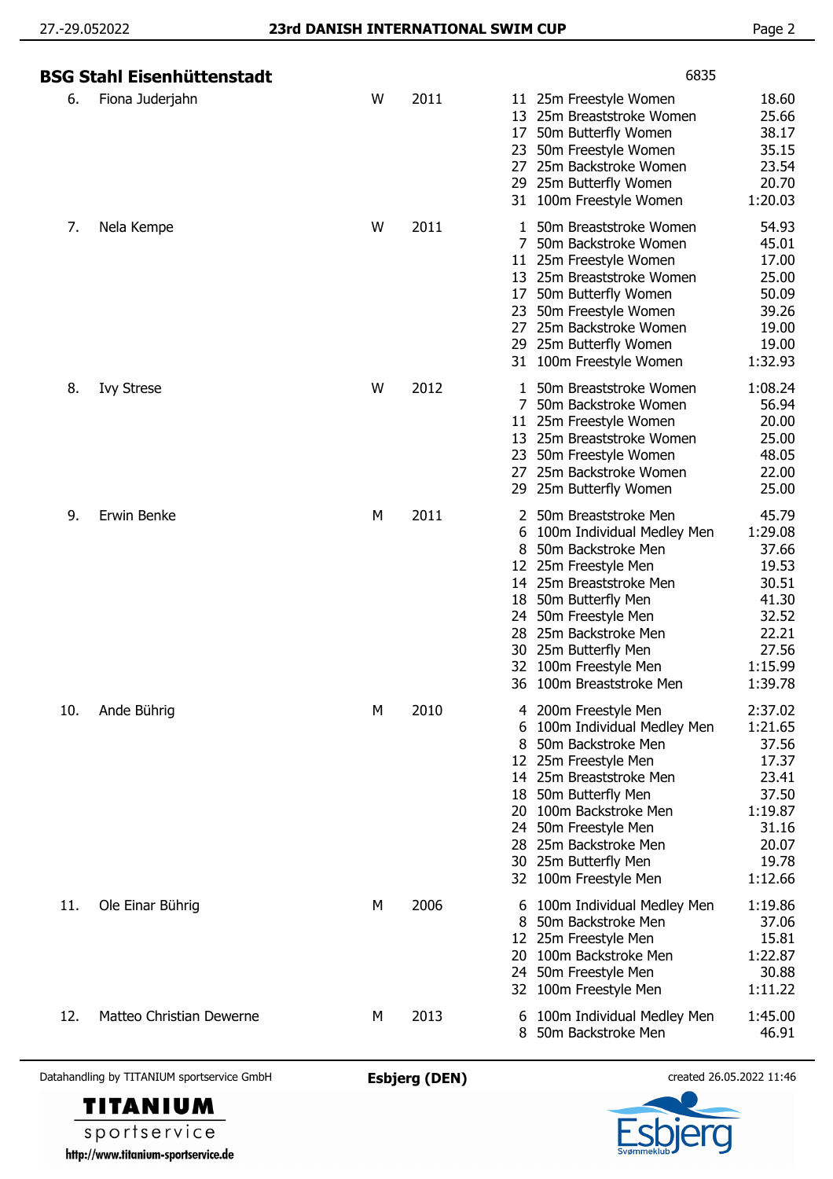## BSG Stahl Eisenhüttenstadt

6835

| No. | Name | Gender | Year | Event | Discipline | Time |
|---|---|---|---|---|---|---|
| 6. | Fiona Juderjahn | W | 2011 | 11 | 25m Freestyle Women | 18.60 |
| | | | | 13 | 25m Breaststroke Women | 25.66 |
| | | | | 17 | 50m Butterfly Women | 38.17 |
| | | | | 23 | 50m Freestyle Women | 35.15 |
| | | | | 27 | 25m Backstroke Women | 23.54 |
| | | | | 29 | 25m Butterfly Women | 20.70 |
| | | | | 31 | 100m Freestyle Women | 1:20.03 |
| 7. | Nela Kempe | W | 2011 | 1 | 50m Breaststroke Women | 54.93 |
| | | | | 7 | 50m Backstroke Women | 45.01 |
| | | | | 11 | 25m Freestyle Women | 17.00 |
| | | | | 13 | 25m Breaststroke Women | 25.00 |
| | | | | 17 | 50m Butterfly Women | 50.09 |
| | | | | 23 | 50m Freestyle Women | 39.26 |
| | | | | 27 | 25m Backstroke Women | 19.00 |
| | | | | 29 | 25m Butterfly Women | 19.00 |
| | | | | 31 | 100m Freestyle Women | 1:32.93 |
| 8. | Ivy Strese | W | 2012 | 1 | 50m Breaststroke Women | 1:08.24 |
| | | | | 7 | 50m Backstroke Women | 56.94 |
| | | | | 11 | 25m Freestyle Women | 20.00 |
| | | | | 13 | 25m Breaststroke Women | 25.00 |
| | | | | 23 | 50m Freestyle Women | 48.05 |
| | | | | 27 | 25m Backstroke Women | 22.00 |
| | | | | 29 | 25m Butterfly Women | 25.00 |
| 9. | Erwin Benke | M | 2011 | 2 | 50m Breaststroke Men | 45.79 |
| | | | | 6 | 100m Individual Medley Men | 1:29.08 |
| | | | | 8 | 50m Backstroke Men | 37.66 |
| | | | | 12 | 25m Freestyle Men | 19.53 |
| | | | | 14 | 25m Breaststroke Men | 30.51 |
| | | | | 18 | 50m Butterfly Men | 41.30 |
| | | | | 24 | 50m Freestyle Men | 32.52 |
| | | | | 28 | 25m Backstroke Men | 22.21 |
| | | | | 30 | 25m Butterfly Men | 27.56 |
| | | | | 32 | 100m Freestyle Men | 1:15.99 |
| | | | | 36 | 100m Breaststroke Men | 1:39.78 |
| 10. | Ande Bührig | M | 2010 | 4 | 200m Freestyle Men | 2:37.02 |
| | | | | 6 | 100m Individual Medley Men | 1:21.65 |
| | | | | 8 | 50m Backstroke Men | 37.56 |
| | | | | 12 | 25m Freestyle Men | 17.37 |
| | | | | 14 | 25m Breaststroke Men | 23.41 |
| | | | | 18 | 50m Butterfly Men | 37.50 |
| | | | | 20 | 100m Backstroke Men | 1:19.87 |
| | | | | 24 | 50m Freestyle Men | 31.16 |
| | | | | 28 | 25m Backstroke Men | 20.07 |
| | | | | 30 | 25m Butterfly Men | 19.78 |
| | | | | 32 | 100m Freestyle Men | 1:12.66 |
| 11. | Ole Einar Bührig | M | 2006 | 6 | 100m Individual Medley Men | 1:19.86 |
| | | | | 8 | 50m Backstroke Men | 37.06 |
| | | | | 12 | 25m Freestyle Men | 15.81 |
| | | | | 20 | 100m Backstroke Men | 1:22.87 |
| | | | | 24 | 50m Freestyle Men | 30.88 |
| | | | | 32 | 100m Freestyle Men | 1:11.22 |
| 12. | Matteo Christian Dewerne | M | 2013 | 6 | 100m Individual Medley Men | 1:45.00 |
| | | | | 8 | 50m Backstroke Men | 46.91 |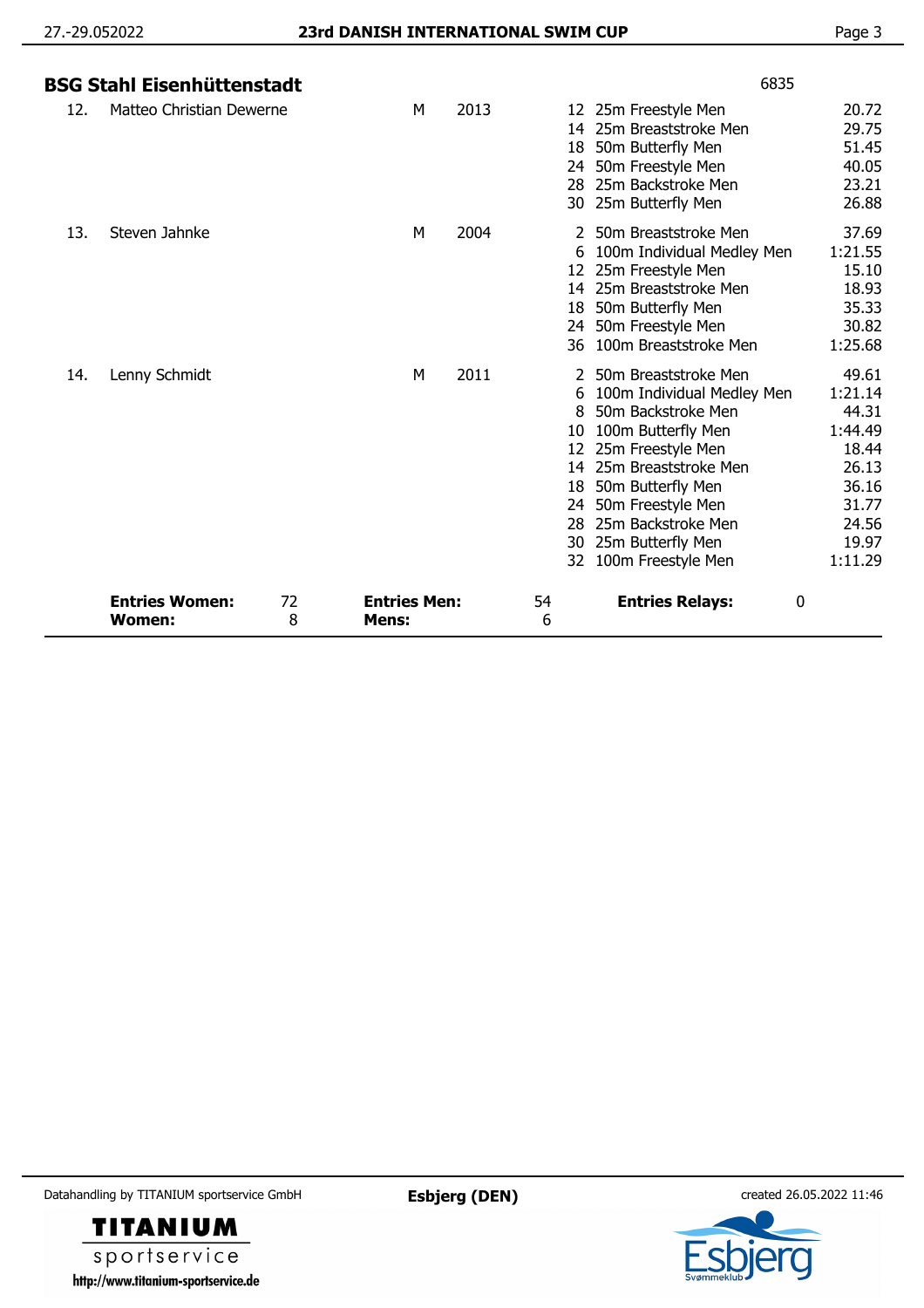## BSG Stahl Eisenhüttenstadt

6835

| | | | | | | |
|---|---|---|---|---|---|---|
| 12. | Matteo Christian Dewerne | M | 2013 | 12 | 25m Freestyle Men | 20.72 |
| | | | | 14 | 25m Breaststroke Men | 29.75 |
| | | | | 18 | 50m Butterfly Men | 51.45 |
| | | | | 24 | 50m Freestyle Men | 40.05 |
| | | | | 28 | 25m Backstroke Men | 23.21 |
| | | | | 30 | 25m Butterfly Men | 26.88 |
| 13. | Steven Jahnke | M | 2004 | 2 | 50m Breaststroke Men | 37.69 |
| | | | | 6 | 100m Individual Medley Men | 1:21.55 |
| | | | | 12 | 25m Freestyle Men | 15.10 |
| | | | | 14 | 25m Breaststroke Men | 18.93 |
| | | | | 18 | 50m Butterfly Men | 35.33 |
| | | | | 24 | 50m Freestyle Men | 30.82 |
| | | | | 36 | 100m Breaststroke Men | 1:25.68 |
| 14. | Lenny Schmidt | M | 2011 | 2 | 50m Breaststroke Men | 49.61 |
| | | | | 6 | 100m Individual Medley Men | 1:21.14 |
| | | | | 8 | 50m Backstroke Men | 44.31 |
| | | | | 10 | 100m Butterfly Men | 1:44.49 |
| | | | | 12 | 25m Freestyle Men | 18.44 |
| | | | | 14 | 25m Breaststroke Men | 26.13 |
| | | | | 18 | 50m Butterfly Men | 36.16 |
| | | | | 24 | 50m Freestyle Men | 31.77 |
| | | | | 28 | 25m Backstroke Men | 24.56 |
| | | | | 30 | 25m Butterfly Men | 19.97 |
| | | | | 32 | 100m Freestyle Men | 1:11.29 |

| | | | | | |
|---|---|---|---|---|---|
| **Entries Women:** | 72 | **Entries Men:** | 54 | **Entries Relays:** | 0 |
| **Women:** | 8 | **Mens:** | 6 | | |

Datahandling by TITANIUM sportservice GmbH — **Esbjerg (DEN)** — created 26.05.2022 11:46

TITANIUM sportservice
http://www.titanium-sportservice.de

Esbjerg Svømmeklub